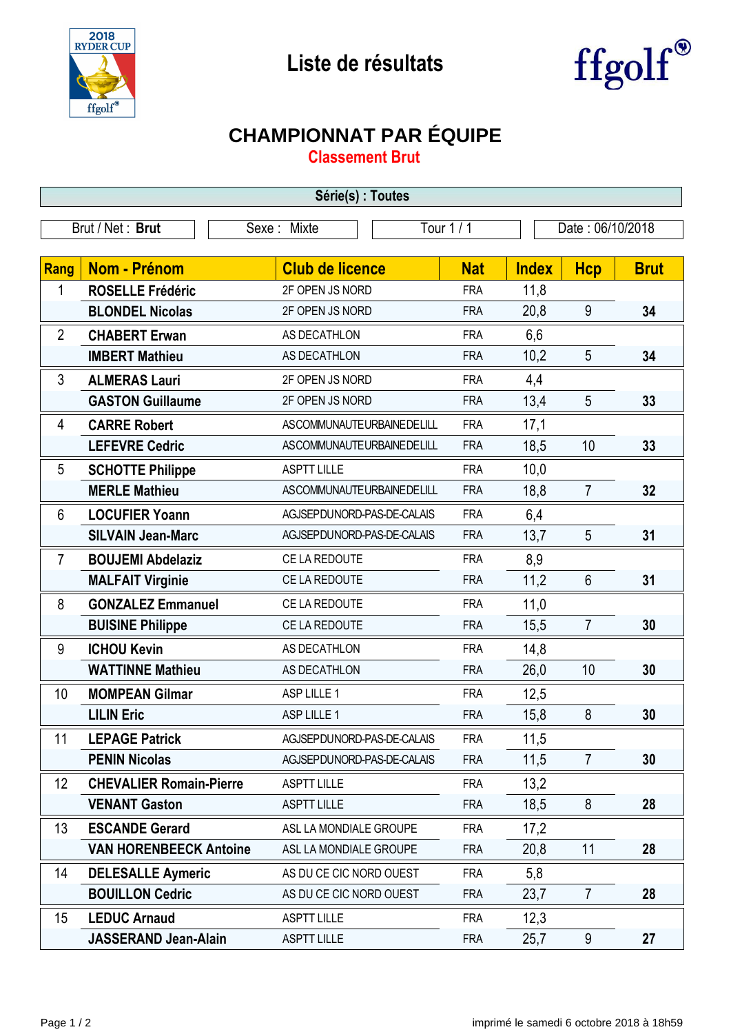# Liste de résultats

## CHAMPIONNAT PAR ÉQUIPE

### Classement Brut

**Série(s) : Toutes**

| Brut / Net : **Brut** | Sexe : Mixte | Tour 1 / 1 | Date : 06/10/2018 |
|---|---|---|---|

| Rang | Nom - Prénom | Club de licence | Nat | Index | Hcp | Brut |
|---|---|---|---|---|---|---|
| 1 | **ROSELLE Frédéric** | 2F OPEN JS NORD | FRA | 11,8 | | |
| | **BLONDEL Nicolas** | 2F OPEN JS NORD | FRA | 20,8 | 9 | **34** |
| 2 | **CHABERT Erwan** | AS DECATHLON | FRA | 6,6 | | |
| | **IMBERT Mathieu** | AS DECATHLON | FRA | 10,2 | 5 | **34** |
| 3 | **ALMERAS Lauri** | 2F OPEN JS NORD | FRA | 4,4 | | |
| | **GASTON Guillaume** | 2F OPEN JS NORD | FRA | 13,4 | 5 | **33** |
| 4 | **CARRE Robert** | ASCOMMUNAUTEURBAINEDELILL | FRA | 17,1 | | |
| | **LEFEVRE Cedric** | ASCOMMUNAUTEURBAINEDELILL | FRA | 18,5 | 10 | **33** |
| 5 | **SCHOTTE Philippe** | ASPTT LILLE | FRA | 10,0 | | |
| | **MERLE Mathieu** | ASCOMMUNAUTEURBAINEDELILL | FRA | 18,8 | 7 | **32** |
| 6 | **LOCUFIER Yoann** | AGJSEPDUNORD-PAS-DE-CALAIS | FRA | 6,4 | | |
| | **SILVAIN Jean-Marc** | AGJSEPDUNORD-PAS-DE-CALAIS | FRA | 13,7 | 5 | **31** |
| 7 | **BOUJEMI Abdelaziz** | CE LA REDOUTE | FRA | 8,9 | | |
| | **MALFAIT Virginie** | CE LA REDOUTE | FRA | 11,2 | 6 | **31** |
| 8 | **GONZALEZ Emmanuel** | CE LA REDOUTE | FRA | 11,0 | | |
| | **BUISINE Philippe** | CE LA REDOUTE | FRA | 15,5 | 7 | **30** |
| 9 | **ICHOU Kevin** | AS DECATHLON | FRA | 14,8 | | |
| | **WATTINNE Mathieu** | AS DECATHLON | FRA | 26,0 | 10 | **30** |
| 10 | **MOMPEAN Gilmar** | ASP LILLE 1 | FRA | 12,5 | | |
| | **LILIN Eric** | ASP LILLE 1 | FRA | 15,8 | 8 | **30** |
| 11 | **LEPAGE Patrick** | AGJSEPDUNORD-PAS-DE-CALAIS | FRA | 11,5 | | |
| | **PENIN Nicolas** | AGJSEPDUNORD-PAS-DE-CALAIS | FRA | 11,5 | 7 | **30** |
| 12 | **CHEVALIER Romain-Pierre** | ASPTT LILLE | FRA | 13,2 | | |
| | **VENANT Gaston** | ASPTT LILLE | FRA | 18,5 | 8 | **28** |
| 13 | **ESCANDE Gerard** | ASL LA MONDIALE GROUPE | FRA | 17,2 | | |
| | **VAN HORENBEECK Antoine** | ASL LA MONDIALE GROUPE | FRA | 20,8 | 11 | **28** |
| 14 | **DELESALLE Aymeric** | AS DU CE CIC NORD OUEST | FRA | 5,8 | | |
| | **BOUILLON Cedric** | AS DU CE CIC NORD OUEST | FRA | 23,7 | 7 | **28** |
| 15 | **LEDUC Arnaud** | ASPTT LILLE | FRA | 12,3 | | |
| | **JASSERAND Jean-Alain** | ASPTT LILLE | FRA | 25,7 | 9 | **27** |

imprimé le samedi 6 octobre 2018 à 18h59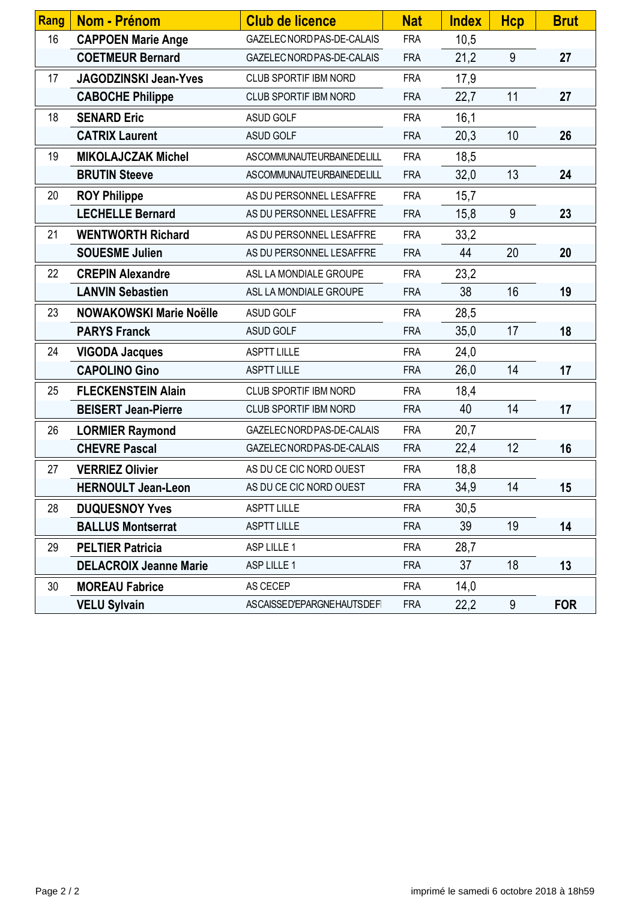| Rang | Nom - Prénom | Club de licence | Nat | Index | Hcp | Brut |
|---|---|---|---|---|---|---|
| 16 | **CAPPOEN Marie Ange** | GAZELEC NORD PAS-DE-CALAIS | FRA | 10,5 | | |
| | **COETMEUR Bernard** | GAZELEC NORD PAS-DE-CALAIS | FRA | 21,2 | 9 | **27** |
| 17 | **JAGODZINSKI Jean-Yves** | CLUB SPORTIF IBM NORD | FRA | 17,9 | | |
| | **CABOCHE Philippe** | CLUB SPORTIF IBM NORD | FRA | 22,7 | 11 | **27** |
| 18 | **SENARD Eric** | ASUD GOLF | FRA | 16,1 | | |
| | **CATRIX Laurent** | ASUD GOLF | FRA | 20,3 | 10 | **26** |
| 19 | **MIKOLAJCZAK Michel** | AS COMMUNAUTE URBAINE DE LILL | FRA | 18,5 | | |
| | **BRUTIN Steeve** | AS COMMUNAUTE URBAINE DE LILL | FRA | 32,0 | 13 | **24** |
| 20 | **ROY Philippe** | AS DU PERSONNEL LESAFFRE | FRA | 15,7 | | |
| | **LECHELLE Bernard** | AS DU PERSONNEL LESAFFRE | FRA | 15,8 | 9 | **23** |
| 21 | **WENTWORTH Richard** | AS DU PERSONNEL LESAFFRE | FRA | 33,2 | | |
| | **SOUESME Julien** | AS DU PERSONNEL LESAFFRE | FRA | 44 | 20 | **20** |
| 22 | **CREPIN Alexandre** | ASL LA MONDIALE GROUPE | FRA | 23,2 | | |
| | **LANVIN Sebastien** | ASL LA MONDIALE GROUPE | FRA | 38 | 16 | **19** |
| 23 | **NOWAKOWSKI Marie Noëlle** | ASUD GOLF | FRA | 28,5 | | |
| | **PARYS Franck** | ASUD GOLF | FRA | 35,0 | 17 | **18** |
| 24 | **VIGODA Jacques** | ASPTT LILLE | FRA | 24,0 | | |
| | **CAPOLINO Gino** | ASPTT LILLE | FRA | 26,0 | 14 | **17** |
| 25 | **FLECKENSTEIN Alain** | CLUB SPORTIF IBM NORD | FRA | 18,4 | | |
| | **BEISERT Jean-Pierre** | CLUB SPORTIF IBM NORD | FRA | 40 | 14 | **17** |
| 26 | **LORMIER Raymond** | GAZELEC NORD PAS-DE-CALAIS | FRA | 20,7 | | |
| | **CHEVRE Pascal** | GAZELEC NORD PAS-DE-CALAIS | FRA | 22,4 | 12 | **16** |
| 27 | **VERRIEZ Olivier** | AS DU CE CIC NORD OUEST | FRA | 18,8 | | |
| | **HERNOULT Jean-Leon** | AS DU CE CIC NORD OUEST | FRA | 34,9 | 14 | **15** |
| 28 | **DUQUESNOY Yves** | ASPTT LILLE | FRA | 30,5 | | |
| | **BALLUS Montserrat** | ASPTT LILLE | FRA | 39 | 19 | **14** |
| 29 | **PELTIER Patricia** | ASP LILLE 1 | FRA | 28,7 | | |
| | **DELACROIX Jeanne Marie** | ASP LILLE 1 | FRA | 37 | 18 | **13** |
| 30 | **MOREAU Fabrice** | AS CECEP | FRA | 14,0 | | |
| | **VELU Sylvain** | AS CAISSE D'EPARGNE HAUTS DE F | FRA | 22,2 | 9 | **FOR** |

imprimé le samedi 6 octobre 2018 à 18h59